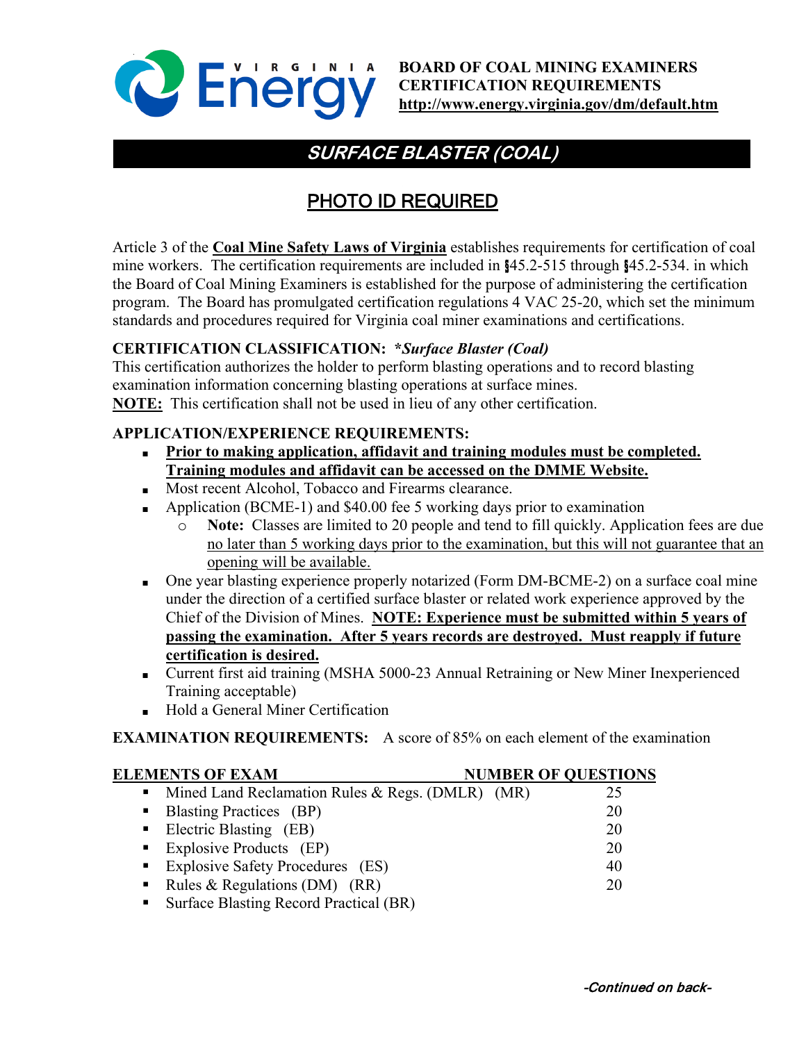**BOARD OF COAL MINING EXAMINERS**
**CERTIFICATION REQUIREMENTS**
**http://www.energy.virginia.gov/dm/default.htm**

# SURFACE BLASTER (COAL)

## PHOTO ID REQUIRED

Article 3 of the **Coal Mine Safety Laws of Virginia** establishes requirements for certification of coal mine workers. The certification requirements are included in §45.2-515 through §45.2-534. in which the Board of Coal Mining Examiners is established for the purpose of administering the certification program. The Board has promulgated certification regulations 4 VAC 25-20, which set the minimum standards and procedures required for Virginia coal miner examinations and certifications.

**CERTIFICATION CLASSIFICATION:** ***Surface Blaster (Coal)***

This certification authorizes the holder to perform blasting operations and to record blasting examination information concerning blasting operations at surface mines.

**NOTE:** This certification shall not be used in lieu of any other certification.

**APPLICATION/EXPERIENCE REQUIREMENTS:**

- **Prior to making application, affidavit and training modules must be completed. Training modules and affidavit can be accessed on the DMME Website.**
- Most recent Alcohol, Tobacco and Firearms clearance.
- Application (BCME-1) and $40.00 fee 5 working days prior to examination
  - **Note:** Classes are limited to 20 people and tend to fill quickly. Application fees are due no later than 5 working days prior to the examination, but this will not guarantee that an opening will be available.
- One year blasting experience properly notarized (Form DM-BCME-2) on a surface coal mine under the direction of a certified surface blaster or related work experience approved by the Chief of the Division of Mines. **NOTE: Experience must be submitted within 5 years of passing the examination. After 5 years records are destroyed. Must reapply if future certification is desired.**
- Current first aid training (MSHA 5000-23 Annual Retraining or New Miner Inexperienced Training acceptable)
- Hold a General Miner Certification

**EXAMINATION REQUIREMENTS:** A score of 85% on each element of the examination

| ELEMENTS OF EXAM | NUMBER OF QUESTIONS |
|---|---|
| Mined Land Reclamation Rules & Regs. (DMLR) (MR) | 25 |
| Blasting Practices (BP) | 20 |
| Electric Blasting (EB) | 20 |
| Explosive Products (EP) | 20 |
| Explosive Safety Procedures (ES) | 40 |
| Rules & Regulations (DM) (RR) | 20 |
| Surface Blasting Record Practical (BR) | |

*-Continued on back-*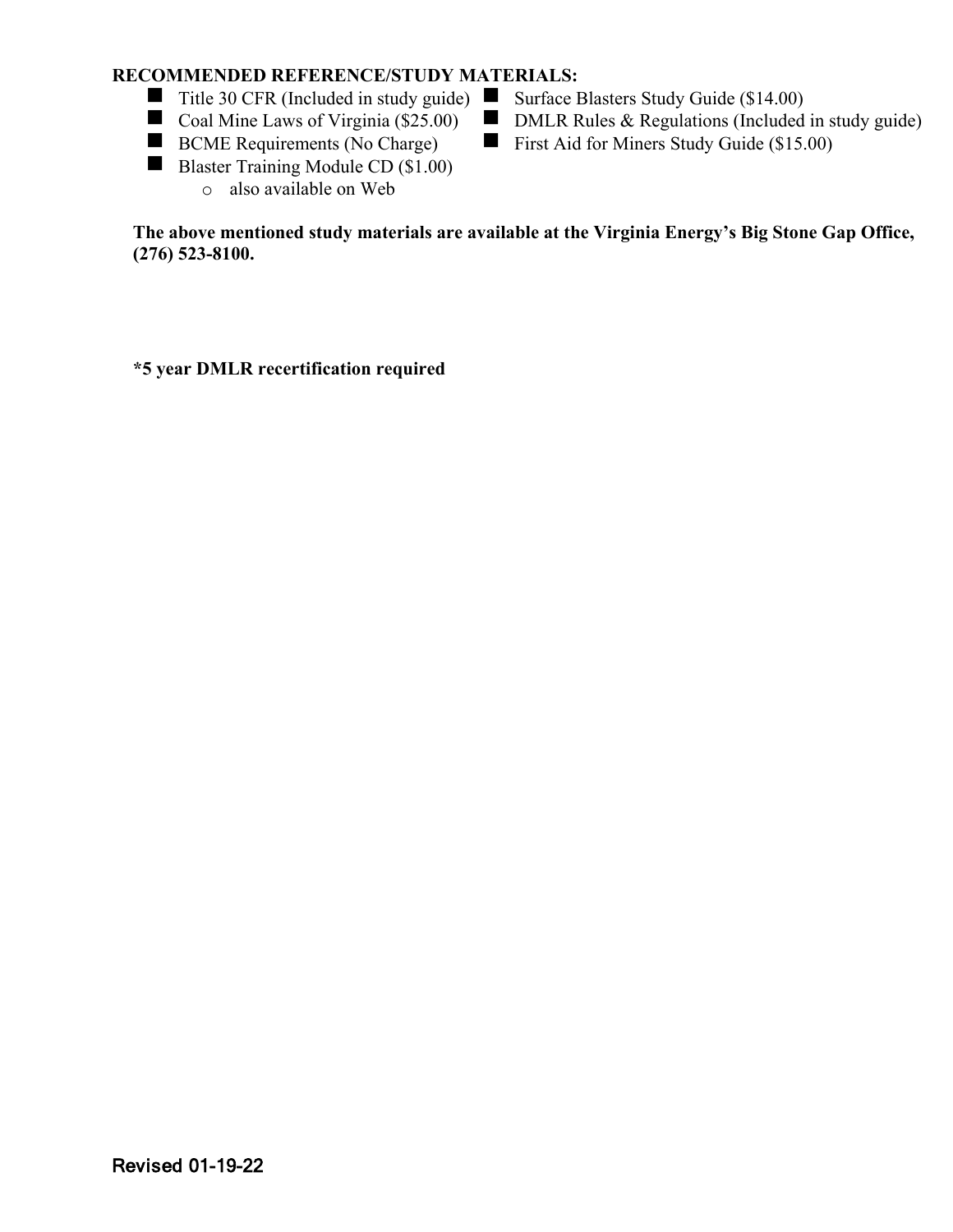**RECOMMENDED REFERENCE/STUDY MATERIALS:**

- Title 30 CFR (Included in study guide)
- Coal Mine Laws of Virginia ($25.00)
- BCME Requirements (No Charge)
- Blaster Training Module CD ($1.00)
  - also available on Web
- Surface Blasters Study Guide ($14.00)
- DMLR Rules & Regulations (Included in study guide)
- First Aid for Miners Study Guide ($15.00)

**The above mentioned study materials are available at the Virginia Energy's Big Stone Gap Office, (276) 523-8100.**

***5 year DMLR recertification required**

Revised 01-19-22